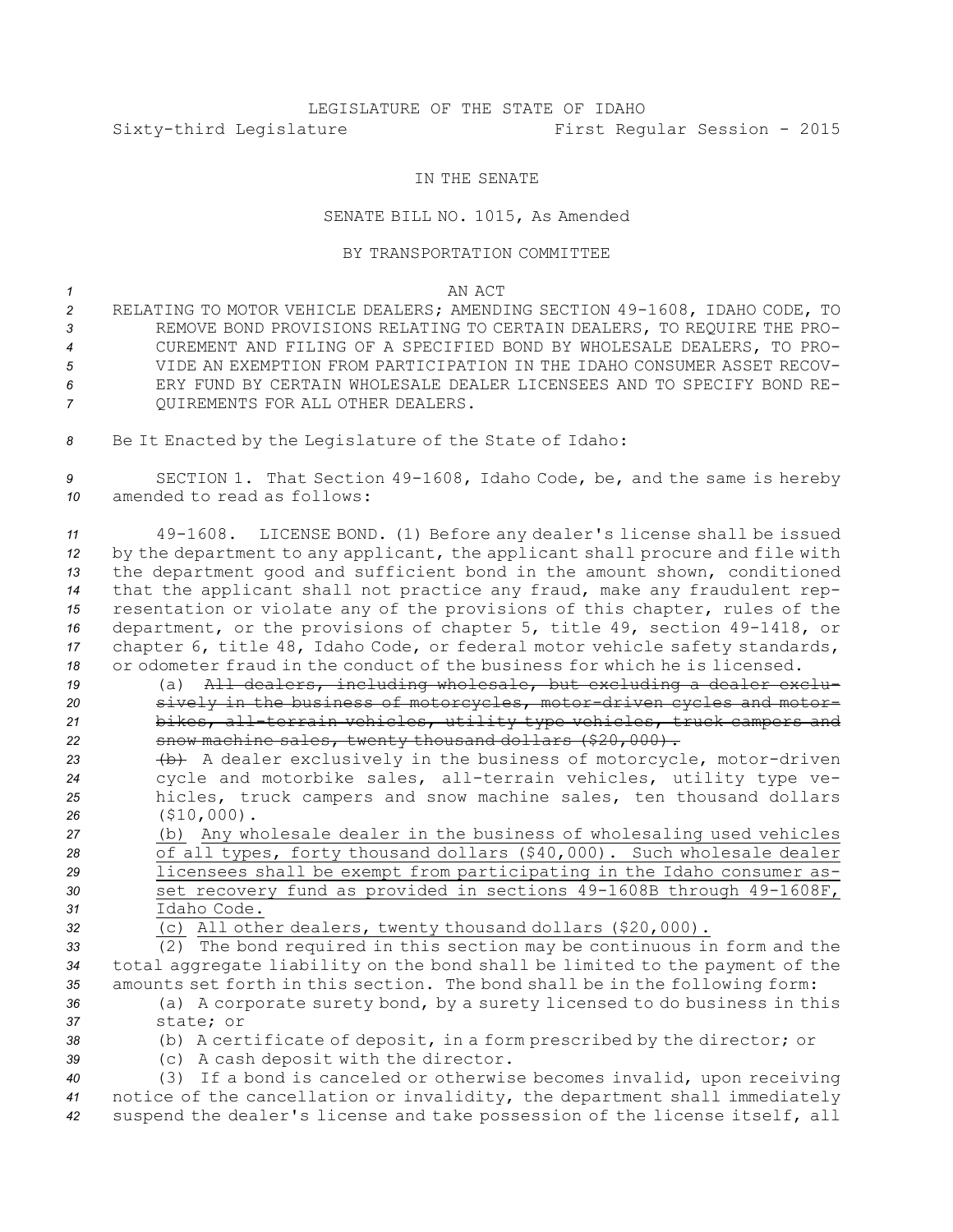LEGISLATURE OF THE STATE OF IDAHO

Sixty-third Legislature First Regular Session - 2015

IN THE SENATE

SENATE BILL NO. 1015, As Amended

BY TRANSPORTATION COMMITTEE

AN ACT

RELATING TO MOTOR VEHICLE DEALERS; AMENDING SECTION 49-1608, IDAHO CODE, TO REMOVE BOND PROVISIONS RELATING TO CERTAIN DEALERS, TO REQUIRE THE PROCUREMENT AND FILING OF A SPECIFIED BOND BY WHOLESALE DEALERS, TO PROVIDE AN EXEMPTION FROM PARTICIPATION IN THE IDAHO CONSUMER ASSET RECOVERY FUND BY CERTAIN WHOLESALE DEALER LICENSEES AND TO SPECIFY BOND REQUIREMENTS FOR ALL OTHER DEALERS.

Be It Enacted by the Legislature of the State of Idaho:

SECTION 1. That Section 49-1608, Idaho Code, be, and the same is hereby amended to read as follows:

49-1608. LICENSE BOND. (1) Before any dealer's license shall be issued by the department to any applicant, the applicant shall procure and file with the department good and sufficient bond in the amount shown, conditioned that the applicant shall not practice any fraud, make any fraudulent representation or violate any of the provisions of this chapter, rules of the department, or the provisions of chapter 5, title 49, section 49-1418, or chapter 6, title 48, Idaho Code, or federal motor vehicle safety standards, or odometer fraud in the conduct of the business for which he is licensed.

(a) ~~All dealers, including wholesale, but excluding a dealer exclusively in the business of motorcycles, motor-driven cycles and motorbikes, all-terrain vehicles, utility type vehicles, truck campers and snow machine sales, twenty thousand dollars ($20,000).~~

~~(b)~~ A dealer exclusively in the business of motorcycle, motor-driven cycle and motorbike sales, all-terrain vehicles, utility type vehicles, truck campers and snow machine sales, ten thousand dollars ($10,000).

<u>(b) Any wholesale dealer in the business of wholesaling used vehicles of all types, forty thousand dollars ($40,000). Such wholesale dealer licensees shall be exempt from participating in the Idaho consumer asset recovery fund as provided in sections 49-1608B through 49-1608F, Idaho Code.</u>

<u>(c) All other dealers, twenty thousand dollars ($20,000).</u>

(2) The bond required in this section may be continuous in form and the total aggregate liability on the bond shall be limited to the payment of the amounts set forth in this section. The bond shall be in the following form:

(a) A corporate surety bond, by a surety licensed to do business in this state; or

(b) A certificate of deposit, in a form prescribed by the director; or

(c) A cash deposit with the director.

(3) If a bond is canceled or otherwise becomes invalid, upon receiving notice of the cancellation or invalidity, the department shall immediately suspend the dealer's license and take possession of the license itself, all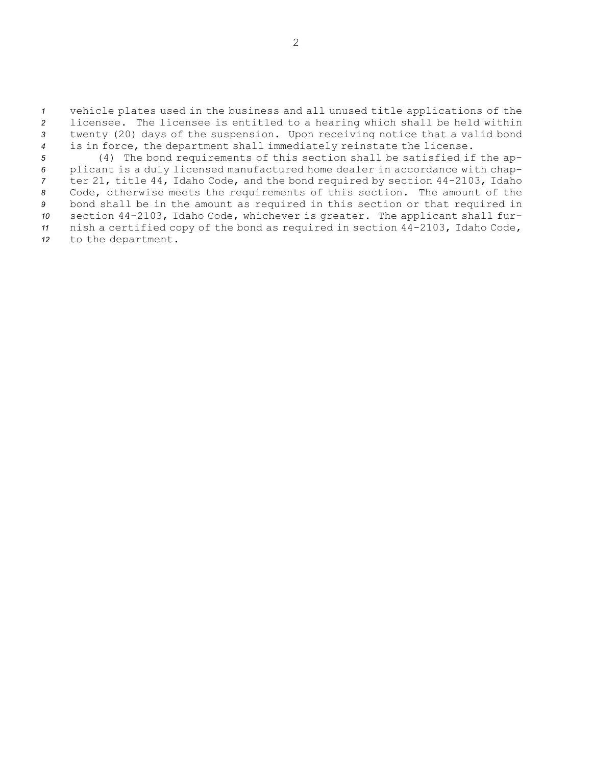vehicle plates used in the business and all unused title applications of the licensee. The licensee is entitled to a hearing which shall be held within twenty (20) days of the suspension. Upon receiving notice that a valid bond is in force, the department shall immediately reinstate the license.

(4) The bond requirements of this section shall be satisfied if the applicant is a duly licensed manufactured home dealer in accordance with chapter 21, title 44, Idaho Code, and the bond required by section 44-2103, Idaho Code, otherwise meets the requirements of this section. The amount of the bond shall be in the amount as required in this section or that required in section 44-2103, Idaho Code, whichever is greater. The applicant shall furnish a certified copy of the bond as required in section 44-2103, Idaho Code, to the department.